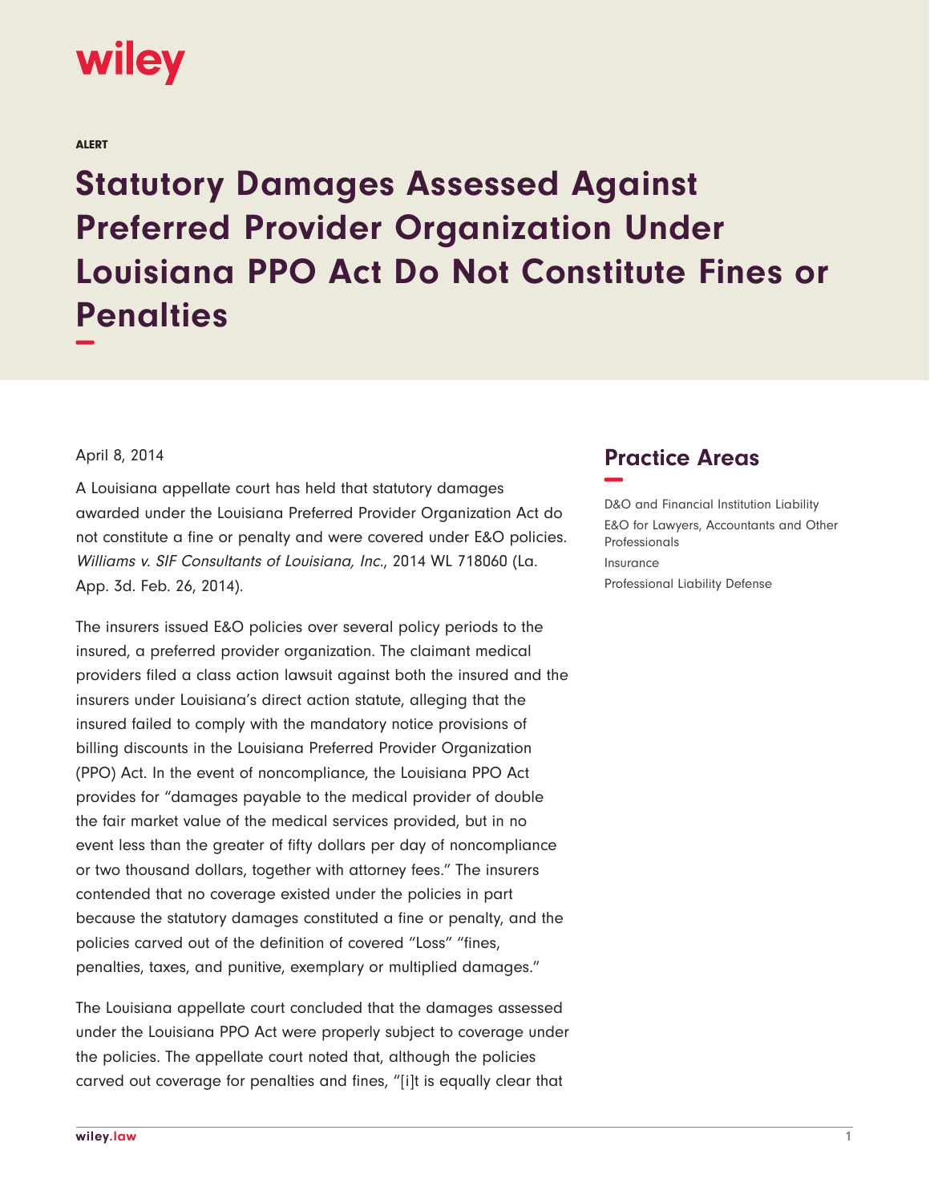wiley

ALERT

# Statutory Damages Assessed Against Preferred Provider Organization Under Louisiana PPO Act Do Not Constitute Fines or Penalties

April 8, 2014

A Louisiana appellate court has held that statutory damages awarded under the Louisiana Preferred Provider Organization Act do not constitute a fine or penalty and were covered under E&O policies. *Williams v. SIF Consultants of Louisiana, Inc.*, 2014 WL 718060 (La. App. 3d. Feb. 26, 2014).

The insurers issued E&O policies over several policy periods to the insured, a preferred provider organization. The claimant medical providers filed a class action lawsuit against both the insured and the insurers under Louisiana's direct action statute, alleging that the insured failed to comply with the mandatory notice provisions of billing discounts in the Louisiana Preferred Provider Organization (PPO) Act. In the event of noncompliance, the Louisiana PPO Act provides for "damages payable to the medical provider of double the fair market value of the medical services provided, but in no event less than the greater of fifty dollars per day of noncompliance or two thousand dollars, together with attorney fees." The insurers contended that no coverage existed under the policies in part because the statutory damages constituted a fine or penalty, and the policies carved out of the definition of covered "Loss" "fines, penalties, taxes, and punitive, exemplary or multiplied damages."

The Louisiana appellate court concluded that the damages assessed under the Louisiana PPO Act were properly subject to coverage under the policies. The appellate court noted that, although the policies carved out coverage for penalties and fines, "[i]t is equally clear that

## Practice Areas

D&O and Financial Institution Liability

E&O for Lawyers, Accountants and Other Professionals

Insurance

Professional Liability Defense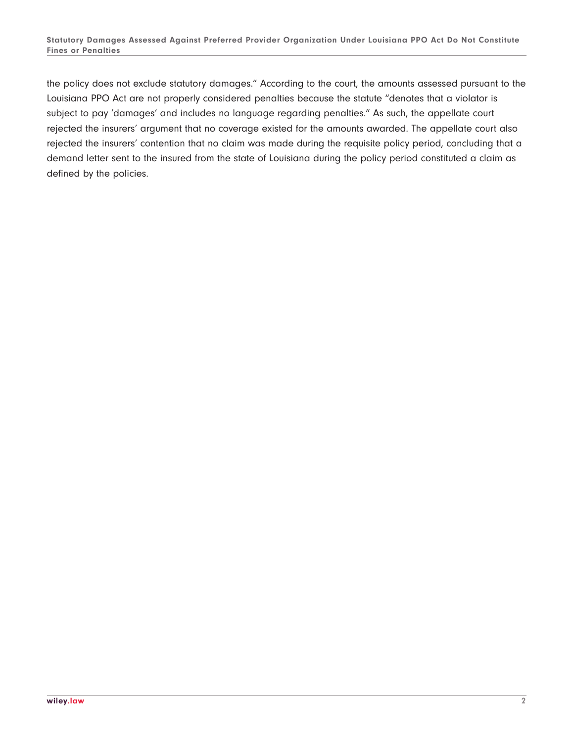the policy does not exclude statutory damages." According to the court, the amounts assessed pursuant to the Louisiana PPO Act are not properly considered penalties because the statute "denotes that a violator is subject to pay 'damages' and includes no language regarding penalties." As such, the appellate court rejected the insurers' argument that no coverage existed for the amounts awarded. The appellate court also rejected the insurers' contention that no claim was made during the requisite policy period, concluding that a demand letter sent to the insured from the state of Louisiana during the policy period constituted a claim as defined by the policies.